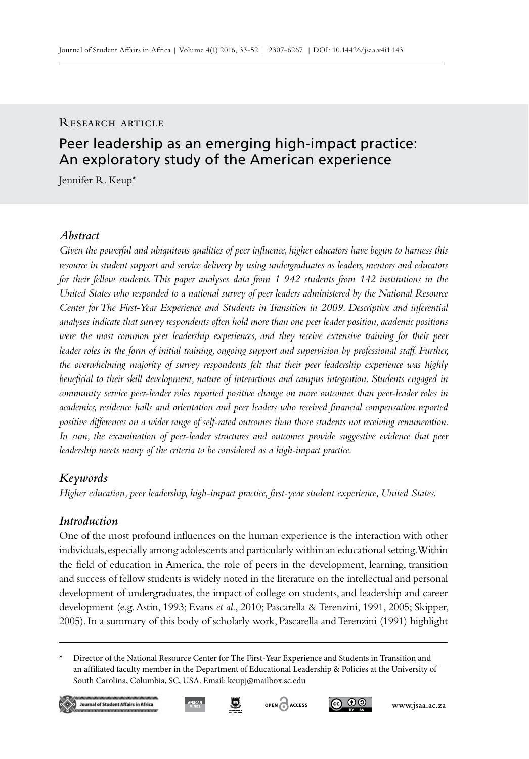Research article

# Peer leadership as an emerging high-impact practice: An exploratory study of the American experience

Jennifer R. Keup*

## Abstract

*Given the powerful and ubiquitous qualities of peer influence, higher educators have begun to harness this resource in student support and service delivery by using undergraduates as leaders, mentors and educators for their fellow students. This paper analyses data from 1 942 students from 142 institutions in the United States who responded to a national survey of peer leaders administered by the National Resource Center for The First-Year Experience and Students in Transition in 2009. Descriptive and inferential analyses indicate that survey respondents often hold more than one peer leader position, academic positions were the most common peer leadership experiences, and they receive extensive training for their peer leader roles in the form of initial training, ongoing support and supervision by professional staff. Further, the overwhelming majority of survey respondents felt that their peer leadership experience was highly beneficial to their skill development, nature of interactions and campus integration. Students engaged in community service peer-leader roles reported positive change on more outcomes than peer-leader roles in academics, residence halls and orientation and peer leaders who received financial compensation reported positive differences on a wider range of self-rated outcomes than those students not receiving remuneration. In sum, the examination of peer-leader structures and outcomes provide suggestive evidence that peer leadership meets many of the criteria to be considered as a high-impact practice.*

## Keywords

*Higher education, peer leadership, high-impact practice, first-year student experience, United States.*

## Introduction

One of the most profound influences on the human experience is the interaction with other individuals, especially among adolescents and particularly within an educational setting. Within the field of education in America, the role of peers in the development, learning, transition and success of fellow students is widely noted in the literature on the intellectual and personal development of undergraduates, the impact of college on students, and leadership and career development (e.g. Astin, 1993; Evans *et al*., 2010; Pascarella & Terenzini, 1991, 2005; Skipper, 2005). In a summary of this body of scholarly work, Pascarella and Terenzini (1991) highlight

---

\* Director of the National Resource Center for The First-Year Experience and Students in Transition and an affiliated faculty member in the Department of Educational Leadership & Policies at the University of South Carolina, Columbia, SC, USA. Email: keupj@mailbox.sc.edu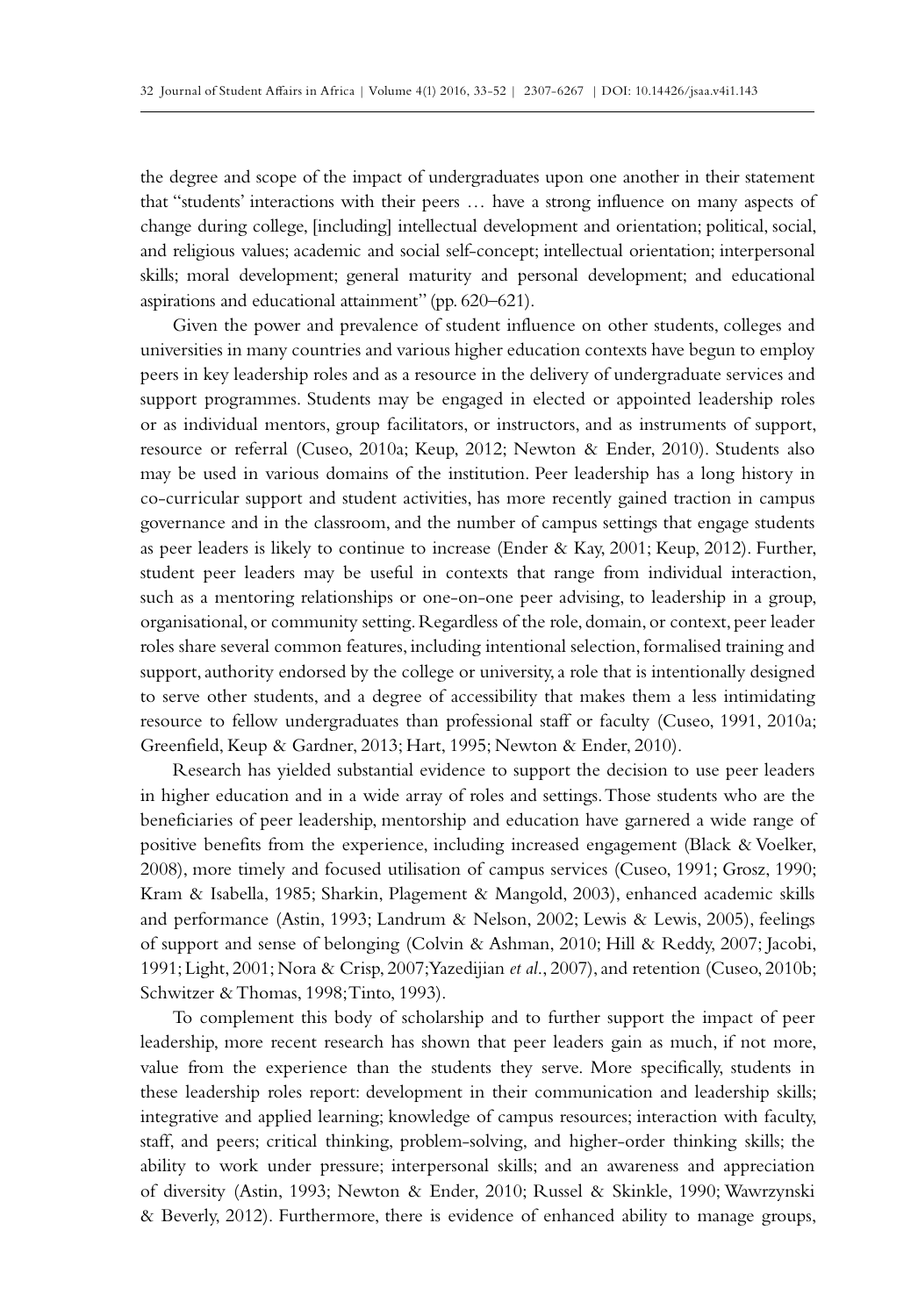the degree and scope of the impact of undergraduates upon one another in their statement that "students' interactions with their peers … have a strong influence on many aspects of change during college, [including] intellectual development and orientation; political, social, and religious values; academic and social self-concept; intellectual orientation; interpersonal skills; moral development; general maturity and personal development; and educational aspirations and educational attainment" (pp. 620–621).

Given the power and prevalence of student influence on other students, colleges and universities in many countries and various higher education contexts have begun to employ peers in key leadership roles and as a resource in the delivery of undergraduate services and support programmes. Students may be engaged in elected or appointed leadership roles or as individual mentors, group facilitators, or instructors, and as instruments of support, resource or referral (Cuseo, 2010a; Keup, 2012; Newton & Ender, 2010). Students also may be used in various domains of the institution. Peer leadership has a long history in co-curricular support and student activities, has more recently gained traction in campus governance and in the classroom, and the number of campus settings that engage students as peer leaders is likely to continue to increase (Ender & Kay, 2001; Keup, 2012). Further, student peer leaders may be useful in contexts that range from individual interaction, such as a mentoring relationships or one-on-one peer advising, to leadership in a group, organisational, or community setting. Regardless of the role, domain, or context, peer leader roles share several common features, including intentional selection, formalised training and support, authority endorsed by the college or university, a role that is intentionally designed to serve other students, and a degree of accessibility that makes them a less intimidating resource to fellow undergraduates than professional staff or faculty (Cuseo, 1991, 2010a; Greenfield, Keup & Gardner, 2013; Hart, 1995; Newton & Ender, 2010).

Research has yielded substantial evidence to support the decision to use peer leaders in higher education and in a wide array of roles and settings. Those students who are the beneficiaries of peer leadership, mentorship and education have garnered a wide range of positive benefits from the experience, including increased engagement (Black & Voelker, 2008), more timely and focused utilisation of campus services (Cuseo, 1991; Grosz, 1990; Kram & Isabella, 1985; Sharkin, Plagement & Mangold, 2003), enhanced academic skills and performance (Astin, 1993; Landrum & Nelson, 2002; Lewis & Lewis, 2005), feelings of support and sense of belonging (Colvin & Ashman, 2010; Hill & Reddy, 2007; Jacobi, 1991; Light, 2001; Nora & Crisp, 2007; Yazedijian *et al.*, 2007), and retention (Cuseo, 2010b; Schwitzer & Thomas, 1998; Tinto, 1993).

To complement this body of scholarship and to further support the impact of peer leadership, more recent research has shown that peer leaders gain as much, if not more, value from the experience than the students they serve. More specifically, students in these leadership roles report: development in their communication and leadership skills; integrative and applied learning; knowledge of campus resources; interaction with faculty, staff, and peers; critical thinking, problem-solving, and higher-order thinking skills; the ability to work under pressure; interpersonal skills; and an awareness and appreciation of diversity (Astin, 1993; Newton & Ender, 2010; Russel & Skinkle, 1990; Wawrzynski & Beverly, 2012). Furthermore, there is evidence of enhanced ability to manage groups,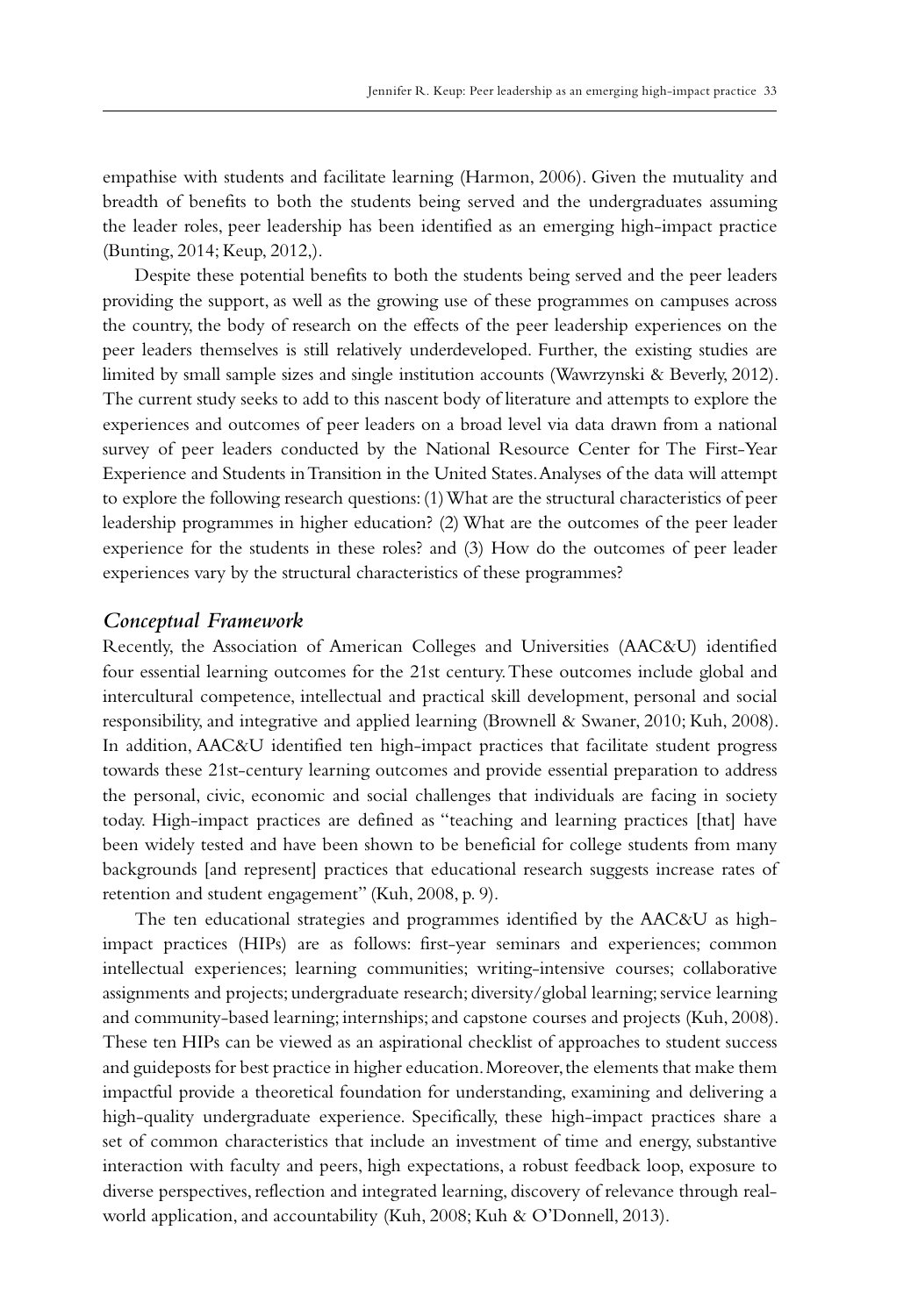empathise with students and facilitate learning (Harmon, 2006). Given the mutuality and breadth of benefits to both the students being served and the undergraduates assuming the leader roles, peer leadership has been identified as an emerging high-impact practice (Bunting, 2014; Keup, 2012,).

Despite these potential benefits to both the students being served and the peer leaders providing the support, as well as the growing use of these programmes on campuses across the country, the body of research on the effects of the peer leadership experiences on the peer leaders themselves is still relatively underdeveloped. Further, the existing studies are limited by small sample sizes and single institution accounts (Wawrzynski & Beverly, 2012). The current study seeks to add to this nascent body of literature and attempts to explore the experiences and outcomes of peer leaders on a broad level via data drawn from a national survey of peer leaders conducted by the National Resource Center for The First-Year Experience and Students in Transition in the United States. Analyses of the data will attempt to explore the following research questions: (1) What are the structural characteristics of peer leadership programmes in higher education? (2) What are the outcomes of the peer leader experience for the students in these roles? and (3) How do the outcomes of peer leader experiences vary by the structural characteristics of these programmes?

## *Conceptual Framework*

Recently, the Association of American Colleges and Universities (AAC&U) identified four essential learning outcomes for the 21st century. These outcomes include global and intercultural competence, intellectual and practical skill development, personal and social responsibility, and integrative and applied learning (Brownell & Swaner, 2010; Kuh, 2008). In addition, AAC&U identified ten high-impact practices that facilitate student progress towards these 21st-century learning outcomes and provide essential preparation to address the personal, civic, economic and social challenges that individuals are facing in society today. High-impact practices are defined as "teaching and learning practices [that] have been widely tested and have been shown to be beneficial for college students from many backgrounds [and represent] practices that educational research suggests increase rates of retention and student engagement" (Kuh, 2008, p. 9).

The ten educational strategies and programmes identified by the AAC&U as high-impact practices (HIPs) are as follows: first-year seminars and experiences; common intellectual experiences; learning communities; writing-intensive courses; collaborative assignments and projects; undergraduate research; diversity/global learning; service learning and community-based learning; internships; and capstone courses and projects (Kuh, 2008). These ten HIPs can be viewed as an aspirational checklist of approaches to student success and guideposts for best practice in higher education. Moreover, the elements that make them impactful provide a theoretical foundation for understanding, examining and delivering a high-quality undergraduate experience. Specifically, these high-impact practices share a set of common characteristics that include an investment of time and energy, substantive interaction with faculty and peers, high expectations, a robust feedback loop, exposure to diverse perspectives, reflection and integrated learning, discovery of relevance through real-world application, and accountability (Kuh, 2008; Kuh & O'Donnell, 2013).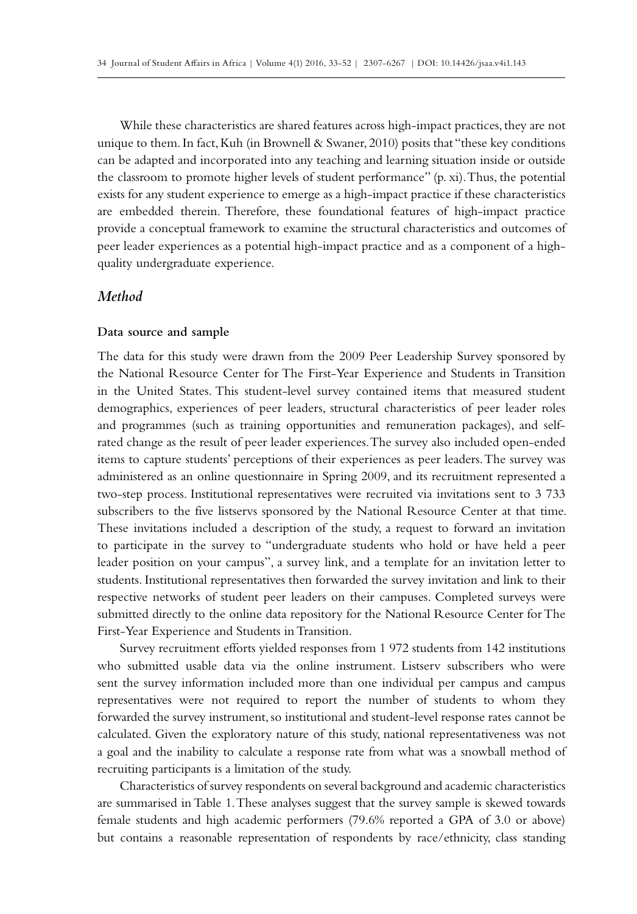While these characteristics are shared features across high-impact practices, they are not unique to them. In fact, Kuh (in Brownell & Swaner, 2010) posits that "these key conditions can be adapted and incorporated into any teaching and learning situation inside or outside the classroom to promote higher levels of student performance" (p. xi). Thus, the potential exists for any student experience to emerge as a high-impact practice if these characteristics are embedded therein. Therefore, these foundational features of high-impact practice provide a conceptual framework to examine the structural characteristics and outcomes of peer leader experiences as a potential high-impact practice and as a component of a high-quality undergraduate experience.

## *Method*

### Data source and sample

The data for this study were drawn from the 2009 Peer Leadership Survey sponsored by the National Resource Center for The First-Year Experience and Students in Transition in the United States. This student-level survey contained items that measured student demographics, experiences of peer leaders, structural characteristics of peer leader roles and programmes (such as training opportunities and remuneration packages), and self-rated change as the result of peer leader experiences. The survey also included open-ended items to capture students' perceptions of their experiences as peer leaders. The survey was administered as an online questionnaire in Spring 2009, and its recruitment represented a two-step process. Institutional representatives were recruited via invitations sent to 3 733 subscribers to the five listservs sponsored by the National Resource Center at that time. These invitations included a description of the study, a request to forward an invitation to participate in the survey to "undergraduate students who hold or have held a peer leader position on your campus", a survey link, and a template for an invitation letter to students. Institutional representatives then forwarded the survey invitation and link to their respective networks of student peer leaders on their campuses. Completed surveys were submitted directly to the online data repository for the National Resource Center for The First-Year Experience and Students in Transition.

Survey recruitment efforts yielded responses from 1 972 students from 142 institutions who submitted usable data via the online instrument. Listserv subscribers who were sent the survey information included more than one individual per campus and campus representatives were not required to report the number of students to whom they forwarded the survey instrument, so institutional and student-level response rates cannot be calculated. Given the exploratory nature of this study, national representativeness was not a goal and the inability to calculate a response rate from what was a snowball method of recruiting participants is a limitation of the study.

Characteristics of survey respondents on several background and academic characteristics are summarised in Table 1. These analyses suggest that the survey sample is skewed towards female students and high academic performers (79.6% reported a GPA of 3.0 or above) but contains a reasonable representation of respondents by race/ethnicity, class standing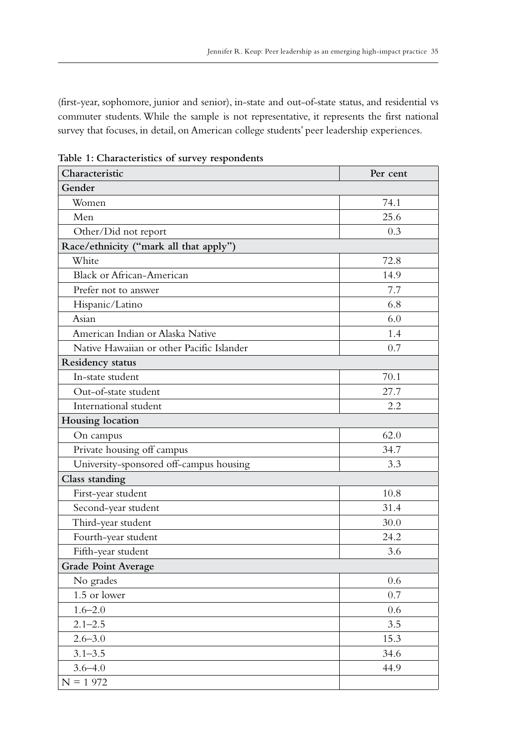(first-year, sophomore, junior and senior), in-state and out-of-state status, and residential vs commuter students. While the sample is not representative, it represents the first national survey that focuses, in detail, on American college students' peer leadership experiences.

**Table 1: Characteristics of survey respondents**

| Characteristic | Per cent |
|---|---|
| **Gender** | |
| Women | 74.1 |
| Men | 25.6 |
| Other/Did not report | 0.3 |
| **Race/ethnicity ("mark all that apply")** | |
| White | 72.8 |
| Black or African-American | 14.9 |
| Prefer not to answer | 7.7 |
| Hispanic/Latino | 6.8 |
| Asian | 6.0 |
| American Indian or Alaska Native | 1.4 |
| Native Hawaiian or other Pacific Islander | 0.7 |
| **Residency status** | |
| In-state student | 70.1 |
| Out-of-state student | 27.7 |
| International student | 2.2 |
| **Housing location** | |
| On campus | 62.0 |
| Private housing off campus | 34.7 |
| University-sponsored off-campus housing | 3.3 |
| **Class standing** | |
| First-year student | 10.8 |
| Second-year student | 31.4 |
| Third-year student | 30.0 |
| Fourth-year student | 24.2 |
| Fifth-year student | 3.6 |
| **Grade Point Average** | |
| No grades | 0.6 |
| 1.5 or lower | 0.7 |
| 1.6–2.0 | 0.6 |
| 2.1–2.5 | 3.5 |
| 2.6–3.0 | 15.3 |
| 3.1–3.5 | 34.6 |
| 3.6–4.0 | 44.9 |
| N = 1 972 | |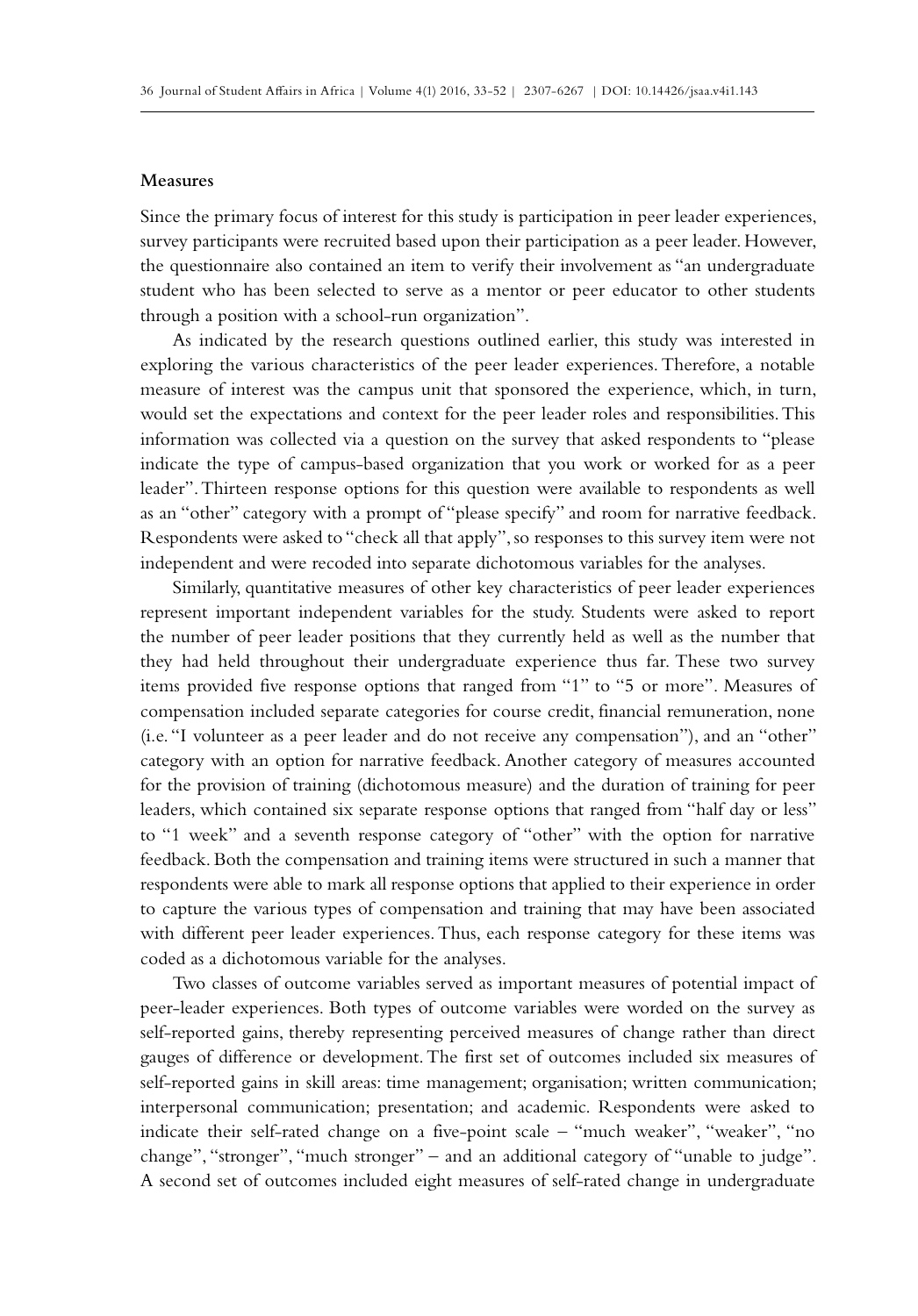### Measures

Since the primary focus of interest for this study is participation in peer leader experiences, survey participants were recruited based upon their participation as a peer leader. However, the questionnaire also contained an item to verify their involvement as "an undergraduate student who has been selected to serve as a mentor or peer educator to other students through a position with a school-run organization".

As indicated by the research questions outlined earlier, this study was interested in exploring the various characteristics of the peer leader experiences. Therefore, a notable measure of interest was the campus unit that sponsored the experience, which, in turn, would set the expectations and context for the peer leader roles and responsibilities. This information was collected via a question on the survey that asked respondents to "please indicate the type of campus-based organization that you work or worked for as a peer leader". Thirteen response options for this question were available to respondents as well as an "other" category with a prompt of "please specify" and room for narrative feedback. Respondents were asked to "check all that apply", so responses to this survey item were not independent and were recoded into separate dichotomous variables for the analyses.

Similarly, quantitative measures of other key characteristics of peer leader experiences represent important independent variables for the study. Students were asked to report the number of peer leader positions that they currently held as well as the number that they had held throughout their undergraduate experience thus far. These two survey items provided five response options that ranged from "1" to "5 or more". Measures of compensation included separate categories for course credit, financial remuneration, none (i.e. "I volunteer as a peer leader and do not receive any compensation"), and an "other" category with an option for narrative feedback. Another category of measures accounted for the provision of training (dichotomous measure) and the duration of training for peer leaders, which contained six separate response options that ranged from "half day or less" to "1 week" and a seventh response category of "other" with the option for narrative feedback. Both the compensation and training items were structured in such a manner that respondents were able to mark all response options that applied to their experience in order to capture the various types of compensation and training that may have been associated with different peer leader experiences. Thus, each response category for these items was coded as a dichotomous variable for the analyses.

Two classes of outcome variables served as important measures of potential impact of peer-leader experiences. Both types of outcome variables were worded on the survey as self-reported gains, thereby representing perceived measures of change rather than direct gauges of difference or development. The first set of outcomes included six measures of self-reported gains in skill areas: time management; organisation; written communication; interpersonal communication; presentation; and academic. Respondents were asked to indicate their self-rated change on a five-point scale – "much weaker", "weaker", "no change", "stronger", "much stronger" – and an additional category of "unable to judge". A second set of outcomes included eight measures of self-rated change in undergraduate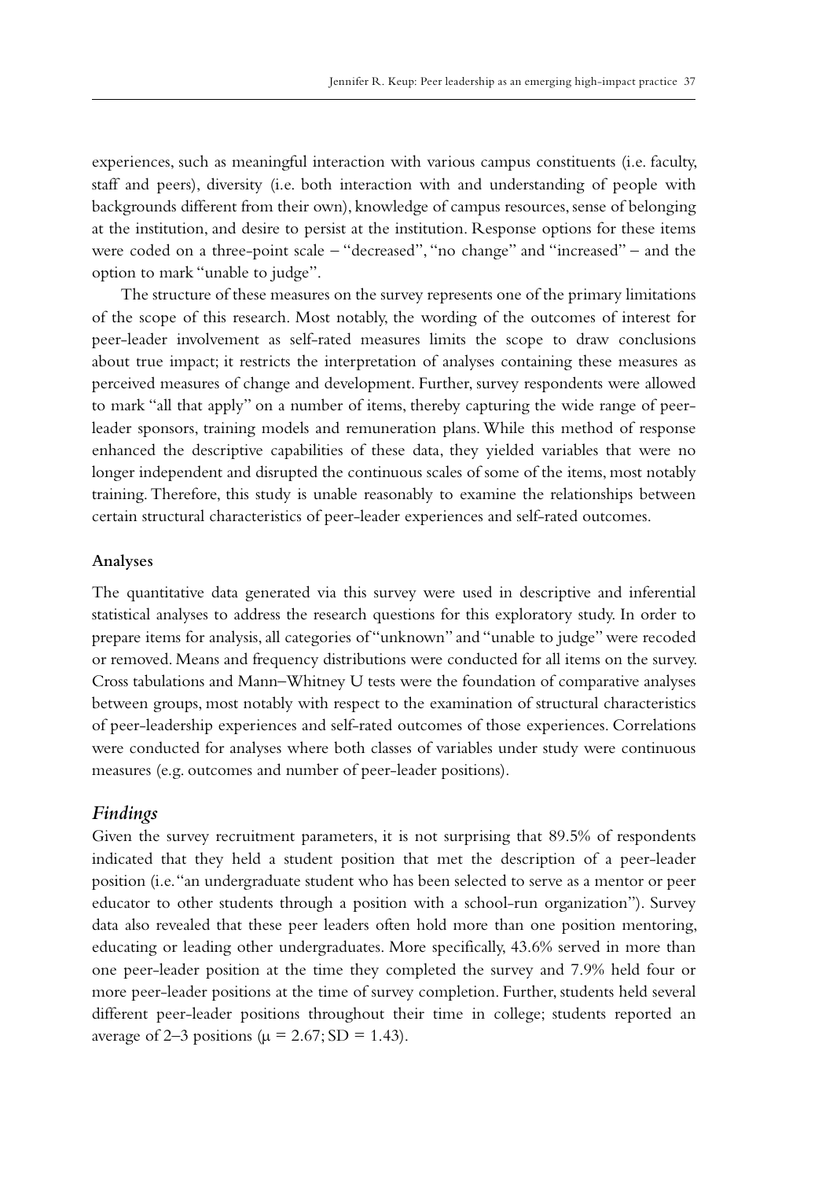experiences, such as meaningful interaction with various campus constituents (i.e. faculty, staff and peers), diversity (i.e. both interaction with and understanding of people with backgrounds different from their own), knowledge of campus resources, sense of belonging at the institution, and desire to persist at the institution. Response options for these items were coded on a three-point scale – "decreased", "no change" and "increased" – and the option to mark "unable to judge".

The structure of these measures on the survey represents one of the primary limitations of the scope of this research. Most notably, the wording of the outcomes of interest for peer-leader involvement as self-rated measures limits the scope to draw conclusions about true impact; it restricts the interpretation of analyses containing these measures as perceived measures of change and development. Further, survey respondents were allowed to mark "all that apply" on a number of items, thereby capturing the wide range of peer-leader sponsors, training models and remuneration plans. While this method of response enhanced the descriptive capabilities of these data, they yielded variables that were no longer independent and disrupted the continuous scales of some of the items, most notably training. Therefore, this study is unable reasonably to examine the relationships between certain structural characteristics of peer-leader experiences and self-rated outcomes.

### Analyses

The quantitative data generated via this survey were used in descriptive and inferential statistical analyses to address the research questions for this exploratory study. In order to prepare items for analysis, all categories of "unknown" and "unable to judge" were recoded or removed. Means and frequency distributions were conducted for all items on the survey. Cross tabulations and Mann–Whitney U tests were the foundation of comparative analyses between groups, most notably with respect to the examination of structural characteristics of peer-leadership experiences and self-rated outcomes of those experiences. Correlations were conducted for analyses where both classes of variables under study were continuous measures (e.g. outcomes and number of peer-leader positions).

## *Findings*

Given the survey recruitment parameters, it is not surprising that 89.5% of respondents indicated that they held a student position that met the description of a peer-leader position (i.e. "an undergraduate student who has been selected to serve as a mentor or peer educator to other students through a position with a school-run organization"). Survey data also revealed that these peer leaders often hold more than one position mentoring, educating or leading other undergraduates. More specifically, 43.6% served in more than one peer-leader position at the time they completed the survey and 7.9% held four or more peer-leader positions at the time of survey completion. Further, students held several different peer-leader positions throughout their time in college; students reported an average of 2–3 positions ($\mu = 2.67$; $SD = 1.43$).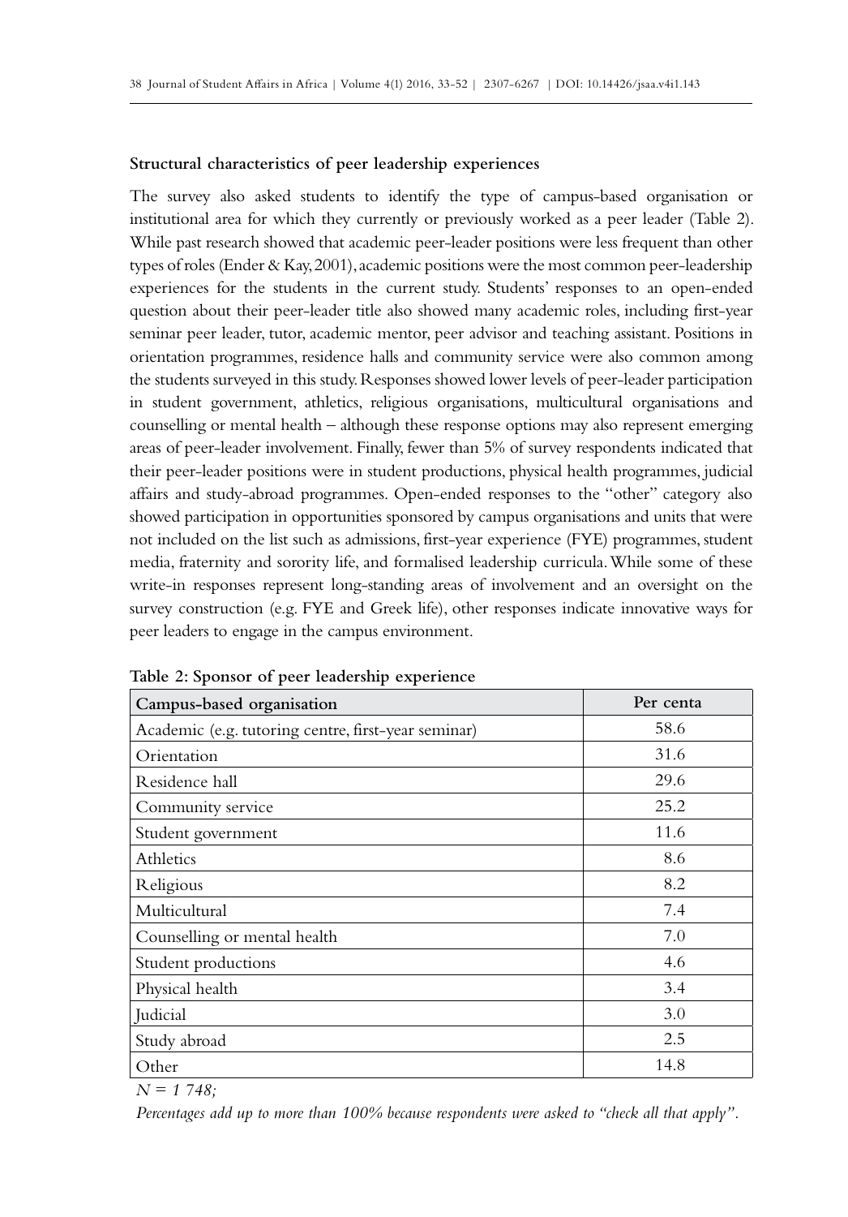**Structural characteristics of peer leadership experiences**

The survey also asked students to identify the type of campus-based organisation or institutional area for which they currently or previously worked as a peer leader (Table 2). While past research showed that academic peer-leader positions were less frequent than other types of roles (Ender & Kay, 2001), academic positions were the most common peer-leadership experiences for the students in the current study. Students' responses to an open-ended question about their peer-leader title also showed many academic roles, including first-year seminar peer leader, tutor, academic mentor, peer advisor and teaching assistant. Positions in orientation programmes, residence halls and community service were also common among the students surveyed in this study. Responses showed lower levels of peer-leader participation in student government, athletics, religious organisations, multicultural organisations and counselling or mental health – although these response options may also represent emerging areas of peer-leader involvement. Finally, fewer than 5% of survey respondents indicated that their peer-leader positions were in student productions, physical health programmes, judicial affairs and study-abroad programmes. Open-ended responses to the "other" category also showed participation in opportunities sponsored by campus organisations and units that were not included on the list such as admissions, first-year experience (FYE) programmes, student media, fraternity and sorority life, and formalised leadership curricula. While some of these write-in responses represent long-standing areas of involvement and an oversight on the survey construction (e.g. FYE and Greek life), other responses indicate innovative ways for peer leaders to engage in the campus environment.

**Table 2: Sponsor of peer leadership experience**

| Campus-based organisation | Per centa |
|---|---|
| Academic (e.g. tutoring centre, first-year seminar) | 58.6 |
| Orientation | 31.6 |
| Residence hall | 29.6 |
| Community service | 25.2 |
| Student government | 11.6 |
| Athletics | 8.6 |
| Religious | 8.2 |
| Multicultural | 7.4 |
| Counselling or mental health | 7.0 |
| Student productions | 4.6 |
| Physical health | 3.4 |
| Judicial | 3.0 |
| Study abroad | 2.5 |
| Other | 14.8 |

*N = 1 748;*

*Percentages add up to more than 100% because respondents were asked to "check all that apply".*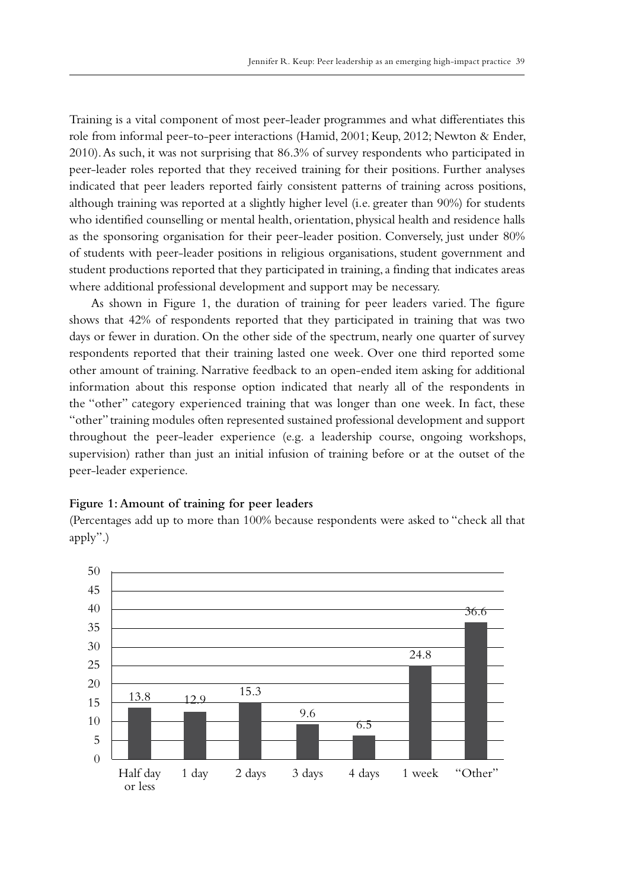Training is a vital component of most peer-leader programmes and what differentiates this role from informal peer-to-peer interactions (Hamid, 2001; Keup, 2012; Newton & Ender, 2010). As such, it was not surprising that 86.3% of survey respondents who participated in peer-leader roles reported that they received training for their positions. Further analyses indicated that peer leaders reported fairly consistent patterns of training across positions, although training was reported at a slightly higher level (i.e. greater than 90%) for students who identified counselling or mental health, orientation, physical health and residence halls as the sponsoring organisation for their peer-leader position. Conversely, just under 80% of students with peer-leader positions in religious organisations, student government and student productions reported that they participated in training, a finding that indicates areas where additional professional development and support may be necessary.

As shown in Figure 1, the duration of training for peer leaders varied. The figure shows that 42% of respondents reported that they participated in training that was two days or fewer in duration. On the other side of the spectrum, nearly one quarter of survey respondents reported that their training lasted one week. Over one third reported some other amount of training. Narrative feedback to an open-ended item asking for additional information about this response option indicated that nearly all of the respondents in the "other" category experienced training that was longer than one week. In fact, these "other" training modules often represented sustained professional development and support throughout the peer-leader experience (e.g. a leadership course, ongoing workshops, supervision) rather than just an initial infusion of training before or at the outset of the peer-leader experience.

**Figure 1: Amount of training for peer leaders**

(Percentages add up to more than 100% because respondents were asked to "check all that apply".)

| Half day or less | 1 day | 2 days | 3 days | 4 days | 1 week | "Other" |
|---|---|---|---|---|---|---|
| 13.8 | 12.9 | 15.3 | 9.6 | 6.5 | 24.8 | 36.6 |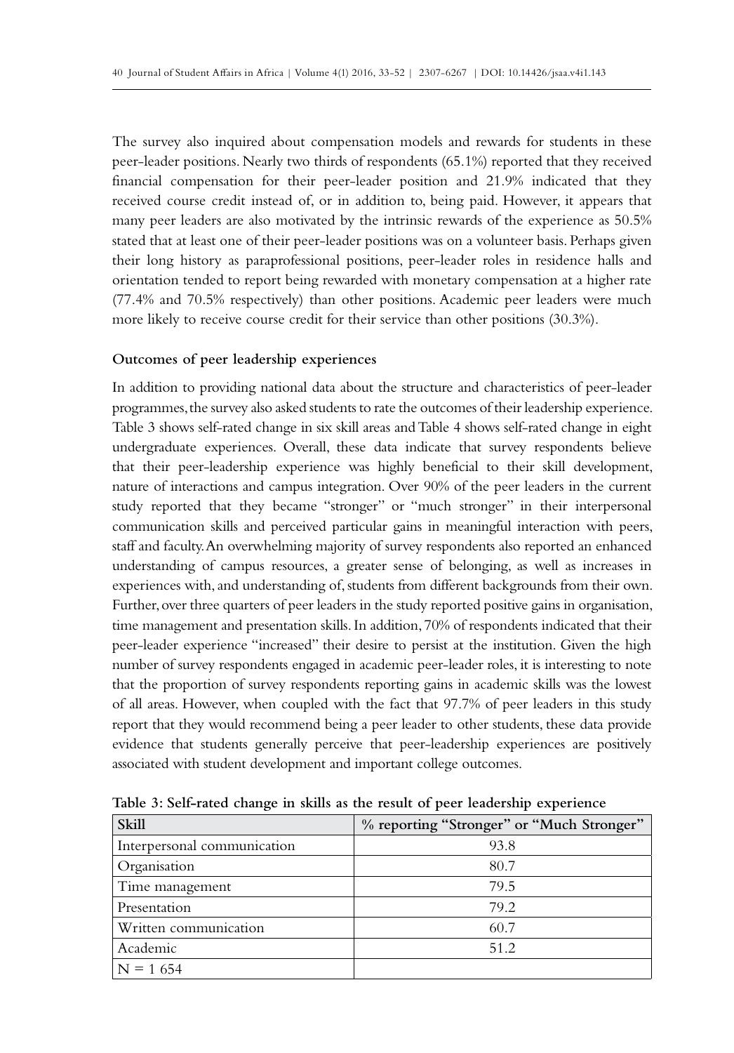The survey also inquired about compensation models and rewards for students in these peer-leader positions. Nearly two thirds of respondents (65.1%) reported that they received financial compensation for their peer-leader position and 21.9% indicated that they received course credit instead of, or in addition to, being paid. However, it appears that many peer leaders are also motivated by the intrinsic rewards of the experience as 50.5% stated that at least one of their peer-leader positions was on a volunteer basis. Perhaps given their long history as paraprofessional positions, peer-leader roles in residence halls and orientation tended to report being rewarded with monetary compensation at a higher rate (77.4% and 70.5% respectively) than other positions. Academic peer leaders were much more likely to receive course credit for their service than other positions (30.3%).

**Outcomes of peer leadership experiences**

In addition to providing national data about the structure and characteristics of peer-leader programmes, the survey also asked students to rate the outcomes of their leadership experience. Table 3 shows self-rated change in six skill areas and Table 4 shows self-rated change in eight undergraduate experiences. Overall, these data indicate that survey respondents believe that their peer-leadership experience was highly beneficial to their skill development, nature of interactions and campus integration. Over 90% of the peer leaders in the current study reported that they became "stronger" or "much stronger" in their interpersonal communication skills and perceived particular gains in meaningful interaction with peers, staff and faculty. An overwhelming majority of survey respondents also reported an enhanced understanding of campus resources, a greater sense of belonging, as well as increases in experiences with, and understanding of, students from different backgrounds from their own. Further, over three quarters of peer leaders in the study reported positive gains in organisation, time management and presentation skills. In addition, 70% of respondents indicated that their peer-leader experience "increased" their desire to persist at the institution. Given the high number of survey respondents engaged in academic peer-leader roles, it is interesting to note that the proportion of survey respondents reporting gains in academic skills was the lowest of all areas. However, when coupled with the fact that 97.7% of peer leaders in this study report that they would recommend being a peer leader to other students, these data provide evidence that students generally perceive that peer-leadership experiences are positively associated with student development and important college outcomes.

**Table 3: Self-rated change in skills as the result of peer leadership experience**

| Skill | % reporting "Stronger" or "Much Stronger" |
|---|---|
| Interpersonal communication | 93.8 |
| Organisation | 80.7 |
| Time management | 79.5 |
| Presentation | 79.2 |
| Written communication | 60.7 |
| Academic | 51.2 |
| N = 1 654 | |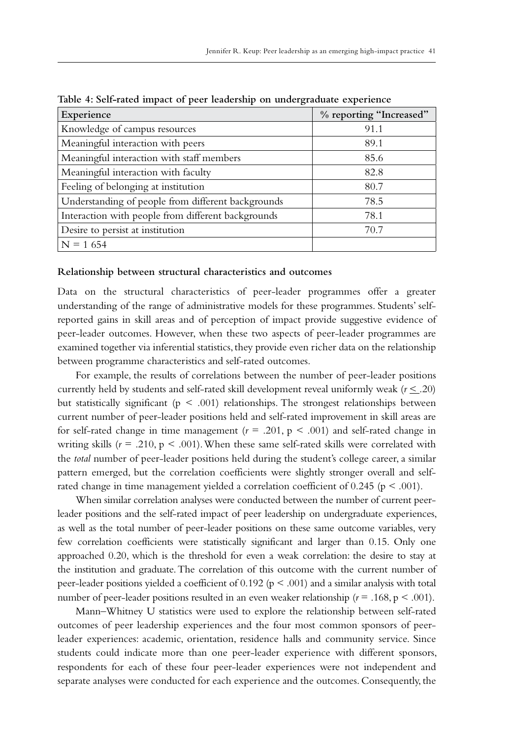**Table 4: Self-rated impact of peer leadership on undergraduate experience**

| Experience | % reporting "Increased" |
|---|---|
| Knowledge of campus resources | 91.1 |
| Meaningful interaction with peers | 89.1 |
| Meaningful interaction with staff members | 85.6 |
| Meaningful interaction with faculty | 82.8 |
| Feeling of belonging at institution | 80.7 |
| Understanding of people from different backgrounds | 78.5 |
| Interaction with people from different backgrounds | 78.1 |
| Desire to persist at institution | 70.7 |
| N = 1 654 | |

### Relationship between structural characteristics and outcomes

Data on the structural characteristics of peer-leader programmes offer a greater understanding of the range of administrative models for these programmes. Students' self-reported gains in skill areas and of perception of impact provide suggestive evidence of peer-leader outcomes. However, when these two aspects of peer-leader programmes are examined together via inferential statistics, they provide even richer data on the relationship between programme characteristics and self-rated outcomes.

For example, the results of correlations between the number of peer-leader positions currently held by students and self-rated skill development reveal uniformly weak ($r \leq .20$) but statistically significant ($p < .001$) relationships. The strongest relationships between current number of peer-leader positions held and self-rated improvement in skill areas are for self-rated change in time management ($r = .201$, $p < .001$) and self-rated change in writing skills ($r = .210$, $p < .001$). When these same self-rated skills were correlated with the *total* number of peer-leader positions held during the student's college career, a similar pattern emerged, but the correlation coefficients were slightly stronger overall and self-rated change in time management yielded a correlation coefficient of 0.245 ($p < .001$).

When similar correlation analyses were conducted between the number of current peer-leader positions and the self-rated impact of peer leadership on undergraduate experiences, as well as the total number of peer-leader positions on these same outcome variables, very few correlation coefficients were statistically significant and larger than 0.15. Only one approached 0.20, which is the threshold for even a weak correlation: the desire to stay at the institution and graduate. The correlation of this outcome with the current number of peer-leader positions yielded a coefficient of 0.192 ($p < .001$) and a similar analysis with total number of peer-leader positions resulted in an even weaker relationship ($r = .168$, $p < .001$).

Mann–Whitney U statistics were used to explore the relationship between self-rated outcomes of peer leadership experiences and the four most common sponsors of peer-leader experiences: academic, orientation, residence halls and community service. Since students could indicate more than one peer-leader experience with different sponsors, respondents for each of these four peer-leader experiences were not independent and separate analyses were conducted for each experience and the outcomes. Consequently, the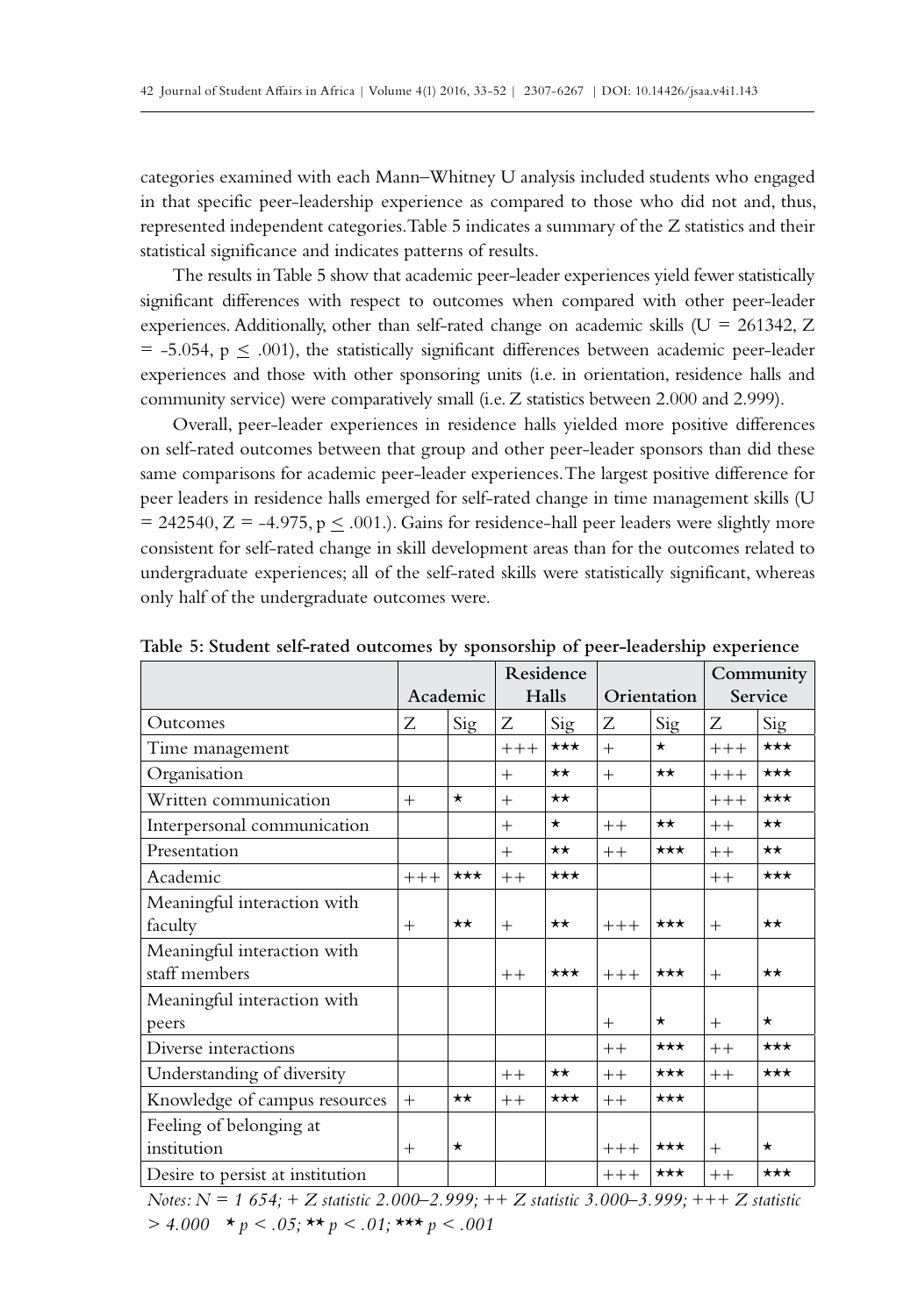categories examined with each Mann–Whitney U analysis included students who engaged in that specific peer-leadership experience as compared to those who did not and, thus, represented independent categories. Table 5 indicates a summary of the Z statistics and their statistical significance and indicates patterns of results.

The results in Table 5 show that academic peer-leader experiences yield fewer statistically significant differences with respect to outcomes when compared with other peer-leader experiences. Additionally, other than self-rated change on academic skills ($U = 261342$, $Z = -5.054$, $p \leq .001$), the statistically significant differences between academic peer-leader experiences and those with other sponsoring units (i.e. in orientation, residence halls and community service) were comparatively small (i.e. Z statistics between 2.000 and 2.999).

Overall, peer-leader experiences in residence halls yielded more positive differences on self-rated outcomes between that group and other peer-leader sponsors than did these same comparisons for academic peer-leader experiences. The largest positive difference for peer leaders in residence halls emerged for self-rated change in time management skills ($U = 242540$, $Z = -4.975$, $p \leq .001$.). Gains for residence-hall peer leaders were slightly more consistent for self-rated change in skill development areas than for the outcomes related to undergraduate experiences; all of the self-rated skills were statistically significant, whereas only half of the undergraduate outcomes were.

**Table 5: Student self-rated outcomes by sponsorship of peer-leadership experience**

| | Academic | | Residence Halls | | Orientation | | Community Service | |
|---|---|---|---|---|---|---|---|---|
| Outcomes | Z | Sig | Z | Sig | Z | Sig | Z | Sig |
| Time management | | | +++ | *** | + | * | +++ | *** |
| Organisation | | | + | ** | + | ** | +++ | *** |
| Written communication | + | * | + | ** | | | +++ | *** |
| Interpersonal communication | | | + | * | ++ | ** | ++ | ** |
| Presentation | | | + | ** | ++ | *** | ++ | ** |
| Academic | +++ | *** | ++ | *** | | | ++ | *** |
| Meaningful interaction with faculty | + | ** | + | ** | +++ | *** | + | ** |
| Meaningful interaction with staff members | | | ++ | *** | +++ | *** | + | ** |
| Meaningful interaction with peers | | | | | + | * | + | * |
| Diverse interactions | | | | | ++ | *** | ++ | *** |
| Understanding of diversity | | | ++ | ** | ++ | *** | ++ | *** |
| Knowledge of campus resources | + | ** | ++ | *** | ++ | *** | | |
| Feeling of belonging at institution | + | * | | | +++ | *** | + | * |
| Desire to persist at institution | | | | | +++ | *** | ++ | *** |

*Notes: N = 1 654; + Z statistic 2.000–2.999; ++ Z statistic 3.000–3.999; +++ Z statistic > 4.000 * p < .05; ** p < .01; *** p < .001*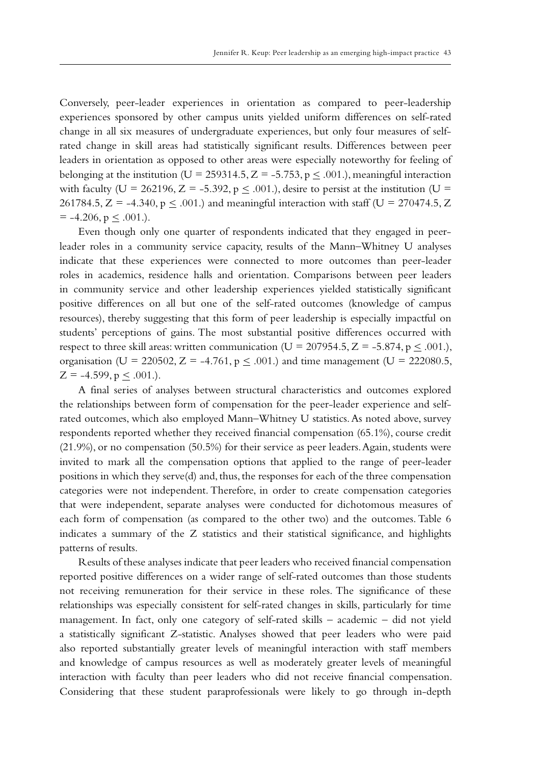Conversely, peer-leader experiences in orientation as compared to peer-leadership experiences sponsored by other campus units yielded uniform differences on self-rated change in all six measures of undergraduate experiences, but only four measures of self-rated change in skill areas had statistically significant results. Differences between peer leaders in orientation as opposed to other areas were especially noteworthy for feeling of belonging at the institution ($U = 259314.5$, $Z = -5.753$, $p \leq .001$.), meaningful interaction with faculty ($U = 262196$, $Z = -5.392$, $p \leq .001$.), desire to persist at the institution ($U = 261784.5$, $Z = -4.340$, $p \leq .001$.) and meaningful interaction with staff ($U = 270474.5$, $Z = -4.206$, $p \leq .001$.).

Even though only one quarter of respondents indicated that they engaged in peer-leader roles in a community service capacity, results of the Mann–Whitney U analyses indicate that these experiences were connected to more outcomes than peer-leader roles in academics, residence halls and orientation. Comparisons between peer leaders in community service and other leadership experiences yielded statistically significant positive differences on all but one of the self-rated outcomes (knowledge of campus resources), thereby suggesting that this form of peer leadership is especially impactful on students' perceptions of gains. The most substantial positive differences occurred with respect to three skill areas: written communication ($U = 207954.5$, $Z = -5.874$, $p \leq .001$.), organisation ($U = 220502$, $Z = -4.761$, $p \leq .001$.) and time management ($U = 222080.5$, $Z = -4.599$, $p \leq .001$.).

A final series of analyses between structural characteristics and outcomes explored the relationships between form of compensation for the peer-leader experience and self-rated outcomes, which also employed Mann–Whitney U statistics. As noted above, survey respondents reported whether they received financial compensation (65.1%), course credit (21.9%), or no compensation (50.5%) for their service as peer leaders. Again, students were invited to mark all the compensation options that applied to the range of peer-leader positions in which they serve(d) and, thus, the responses for each of the three compensation categories were not independent. Therefore, in order to create compensation categories that were independent, separate analyses were conducted for dichotomous measures of each form of compensation (as compared to the other two) and the outcomes. Table 6 indicates a summary of the Z statistics and their statistical significance, and highlights patterns of results.

Results of these analyses indicate that peer leaders who received financial compensation reported positive differences on a wider range of self-rated outcomes than those students not receiving remuneration for their service in these roles. The significance of these relationships was especially consistent for self-rated changes in skills, particularly for time management. In fact, only one category of self-rated skills – academic – did not yield a statistically significant Z-statistic. Analyses showed that peer leaders who were paid also reported substantially greater levels of meaningful interaction with staff members and knowledge of campus resources as well as moderately greater levels of meaningful interaction with faculty than peer leaders who did not receive financial compensation. Considering that these student paraprofessionals were likely to go through in-depth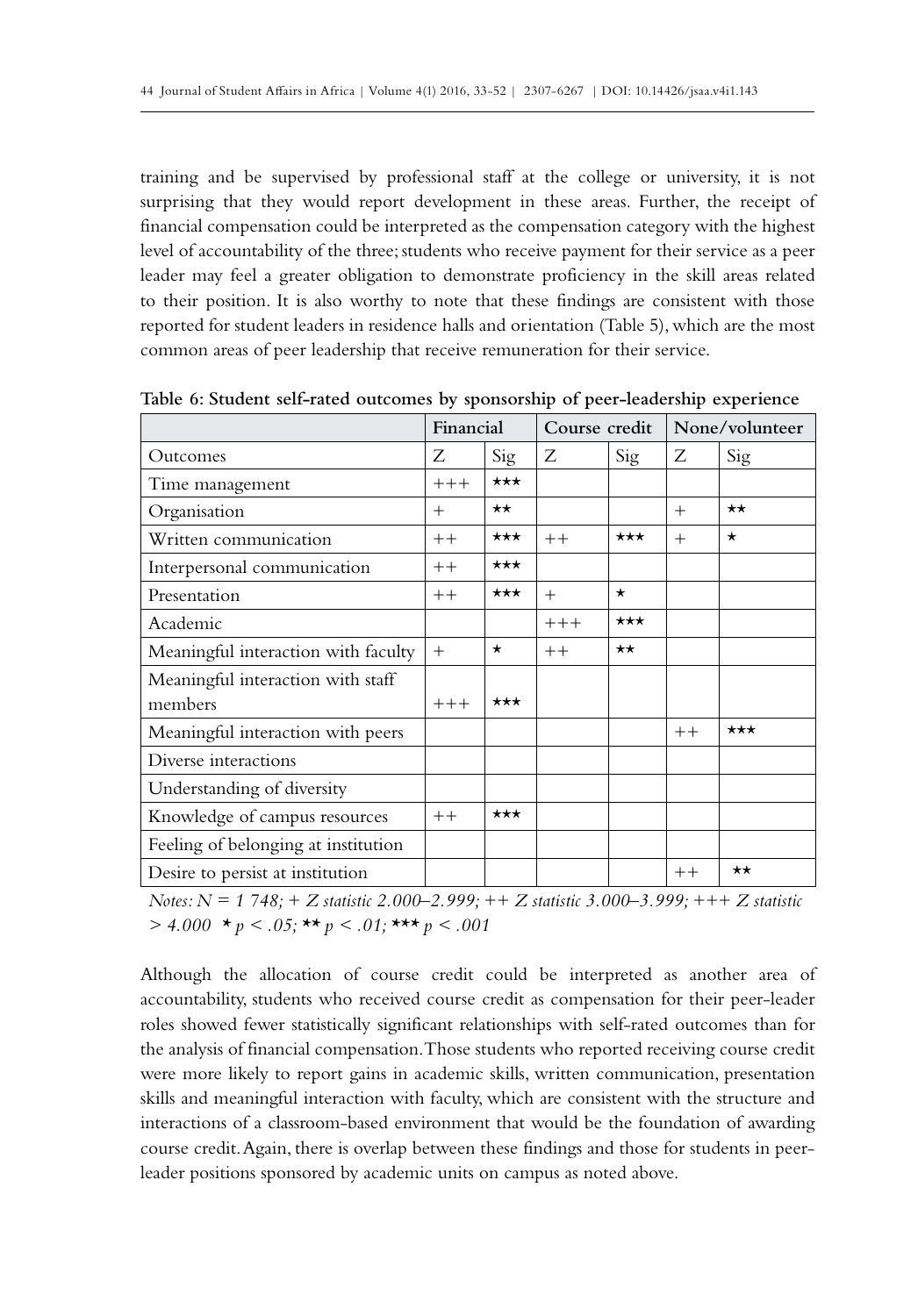training and be supervised by professional staff at the college or university, it is not surprising that they would report development in these areas. Further, the receipt of financial compensation could be interpreted as the compensation category with the highest level of accountability of the three; students who receive payment for their service as a peer leader may feel a greater obligation to demonstrate proficiency in the skill areas related to their position. It is also worthy to note that these findings are consistent with those reported for student leaders in residence halls and orientation (Table 5), which are the most common areas of peer leadership that receive remuneration for their service.

**Table 6: Student self-rated outcomes by sponsorship of peer-leadership experience**

| | Financial | | Course credit | | None/volunteer | |
|---|---|---|---|---|---|---|
| Outcomes | Z | Sig | Z | Sig | Z | Sig |
| Time management | +++ | ⋆⋆⋆ | | | | |
| Organisation | + | ⋆⋆ | | | + | ⋆⋆ |
| Written communication | ++ | ⋆⋆⋆ | ++ | ⋆⋆⋆ | + | ⋆ |
| Interpersonal communication | ++ | ⋆⋆⋆ | | | | |
| Presentation | ++ | ⋆⋆⋆ | + | ⋆ | | |
| Academic | | | +++ | ⋆⋆⋆ | | |
| Meaningful interaction with faculty | + | ⋆ | ++ | ⋆⋆ | | |
| Meaningful interaction with staff members | +++ | ⋆⋆⋆ | | | | |
| Meaningful interaction with peers | | | | | ++ | ⋆⋆⋆ |
| Diverse interactions | | | | | | |
| Understanding of diversity | | | | | | |
| Knowledge of campus resources | ++ | ⋆⋆⋆ | | | | |
| Feeling of belonging at institution | | | | | | |
| Desire to persist at institution | | | | | ++ | ⋆⋆ |

*Notes: N = 1 748; + Z statistic 2.000–2.999; ++ Z statistic 3.000–3.999; +++ Z statistic > 4.000 ⋆ $p < .05$; ⋆⋆ $p < .01$; ⋆⋆⋆ $p < .001$*

Although the allocation of course credit could be interpreted as another area of accountability, students who received course credit as compensation for their peer-leader roles showed fewer statistically significant relationships with self-rated outcomes than for the analysis of financial compensation. Those students who reported receiving course credit were more likely to report gains in academic skills, written communication, presentation skills and meaningful interaction with faculty, which are consistent with the structure and interactions of a classroom-based environment that would be the foundation of awarding course credit. Again, there is overlap between these findings and those for students in peer-leader positions sponsored by academic units on campus as noted above.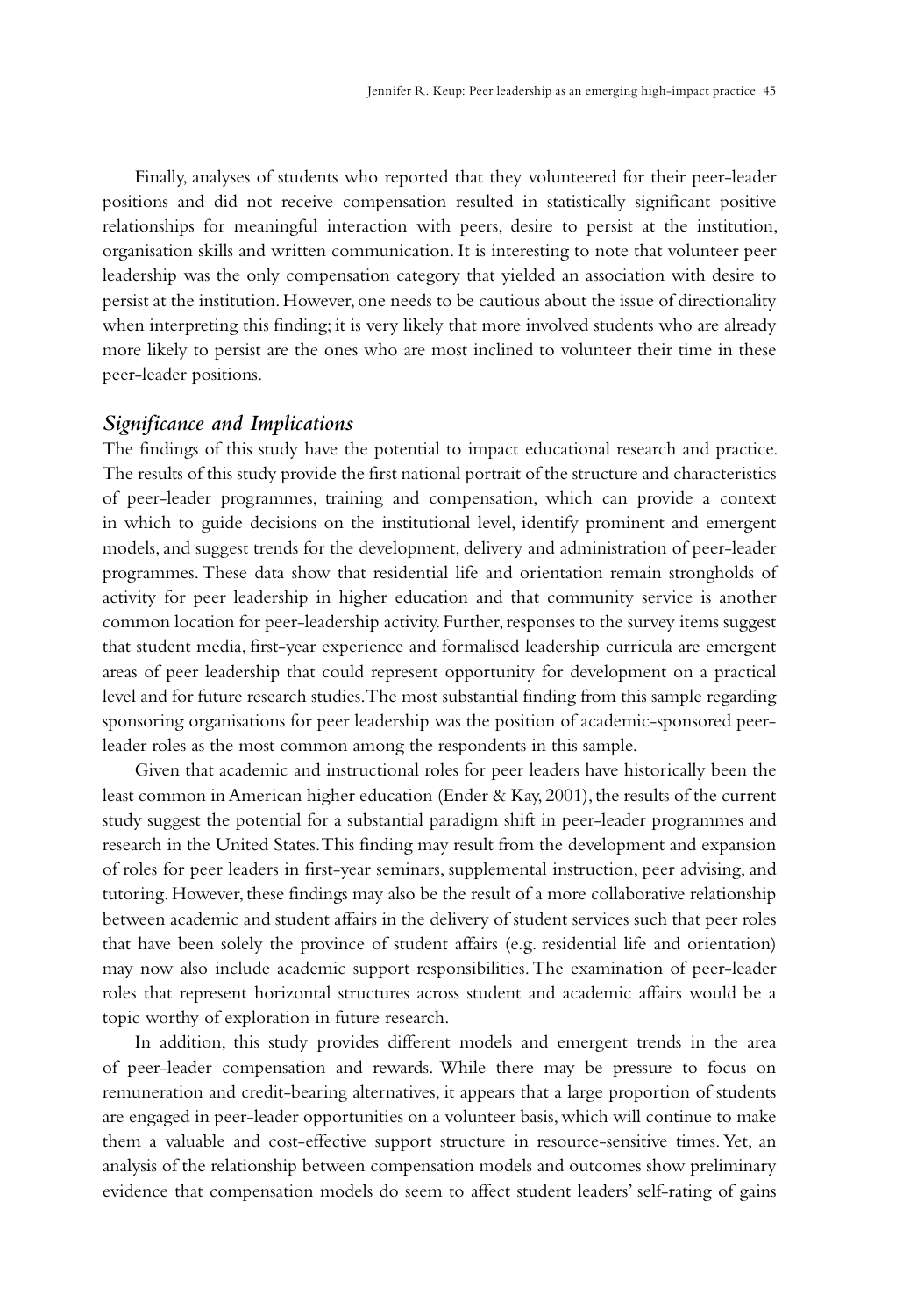Finally, analyses of students who reported that they volunteered for their peer-leader positions and did not receive compensation resulted in statistically significant positive relationships for meaningful interaction with peers, desire to persist at the institution, organisation skills and written communication. It is interesting to note that volunteer peer leadership was the only compensation category that yielded an association with desire to persist at the institution. However, one needs to be cautious about the issue of directionality when interpreting this finding; it is very likely that more involved students who are already more likely to persist are the ones who are most inclined to volunteer their time in these peer-leader positions.

## *Significance and Implications*

The findings of this study have the potential to impact educational research and practice. The results of this study provide the first national portrait of the structure and characteristics of peer-leader programmes, training and compensation, which can provide a context in which to guide decisions on the institutional level, identify prominent and emergent models, and suggest trends for the development, delivery and administration of peer-leader programmes. These data show that residential life and orientation remain strongholds of activity for peer leadership in higher education and that community service is another common location for peer-leadership activity. Further, responses to the survey items suggest that student media, first-year experience and formalised leadership curricula are emergent areas of peer leadership that could represent opportunity for development on a practical level and for future research studies. The most substantial finding from this sample regarding sponsoring organisations for peer leadership was the position of academic-sponsored peer-leader roles as the most common among the respondents in this sample.

Given that academic and instructional roles for peer leaders have historically been the least common in American higher education (Ender & Kay, 2001), the results of the current study suggest the potential for a substantial paradigm shift in peer-leader programmes and research in the United States. This finding may result from the development and expansion of roles for peer leaders in first-year seminars, supplemental instruction, peer advising, and tutoring. However, these findings may also be the result of a more collaborative relationship between academic and student affairs in the delivery of student services such that peer roles that have been solely the province of student affairs (e.g. residential life and orientation) may now also include academic support responsibilities. The examination of peer-leader roles that represent horizontal structures across student and academic affairs would be a topic worthy of exploration in future research.

In addition, this study provides different models and emergent trends in the area of peer-leader compensation and rewards. While there may be pressure to focus on remuneration and credit-bearing alternatives, it appears that a large proportion of students are engaged in peer-leader opportunities on a volunteer basis, which will continue to make them a valuable and cost-effective support structure in resource-sensitive times. Yet, an analysis of the relationship between compensation models and outcomes show preliminary evidence that compensation models do seem to affect student leaders' self-rating of gains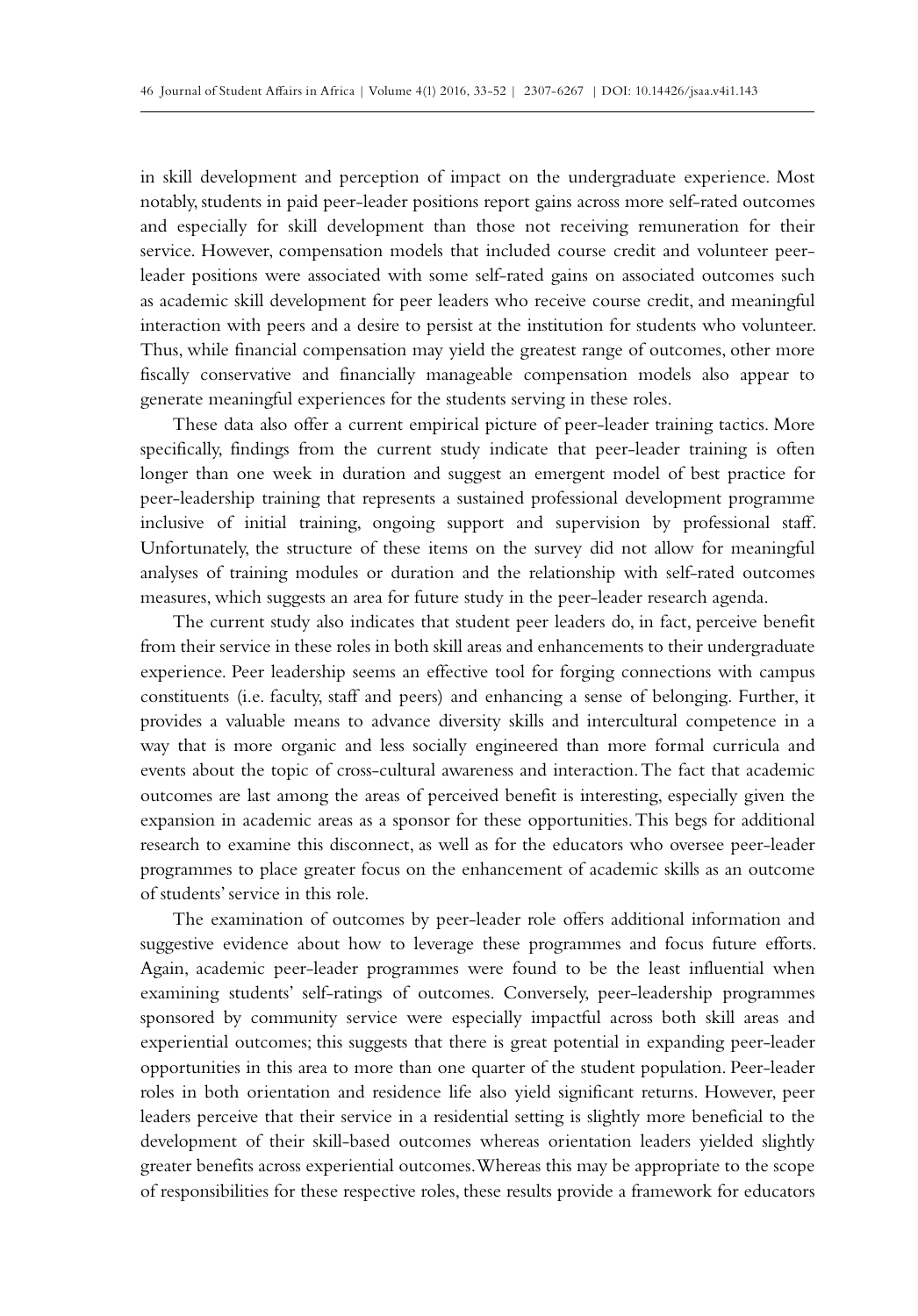in skill development and perception of impact on the undergraduate experience. Most notably, students in paid peer-leader positions report gains across more self-rated outcomes and especially for skill development than those not receiving remuneration for their service. However, compensation models that included course credit and volunteer peer-leader positions were associated with some self-rated gains on associated outcomes such as academic skill development for peer leaders who receive course credit, and meaningful interaction with peers and a desire to persist at the institution for students who volunteer. Thus, while financial compensation may yield the greatest range of outcomes, other more fiscally conservative and financially manageable compensation models also appear to generate meaningful experiences for the students serving in these roles.

These data also offer a current empirical picture of peer-leader training tactics. More specifically, findings from the current study indicate that peer-leader training is often longer than one week in duration and suggest an emergent model of best practice for peer-leadership training that represents a sustained professional development programme inclusive of initial training, ongoing support and supervision by professional staff. Unfortunately, the structure of these items on the survey did not allow for meaningful analyses of training modules or duration and the relationship with self-rated outcomes measures, which suggests an area for future study in the peer-leader research agenda.

The current study also indicates that student peer leaders do, in fact, perceive benefit from their service in these roles in both skill areas and enhancements to their undergraduate experience. Peer leadership seems an effective tool for forging connections with campus constituents (i.e. faculty, staff and peers) and enhancing a sense of belonging. Further, it provides a valuable means to advance diversity skills and intercultural competence in a way that is more organic and less socially engineered than more formal curricula and events about the topic of cross-cultural awareness and interaction. The fact that academic outcomes are last among the areas of perceived benefit is interesting, especially given the expansion in academic areas as a sponsor for these opportunities. This begs for additional research to examine this disconnect, as well as for the educators who oversee peer-leader programmes to place greater focus on the enhancement of academic skills as an outcome of students' service in this role.

The examination of outcomes by peer-leader role offers additional information and suggestive evidence about how to leverage these programmes and focus future efforts. Again, academic peer-leader programmes were found to be the least influential when examining students' self-ratings of outcomes. Conversely, peer-leadership programmes sponsored by community service were especially impactful across both skill areas and experiential outcomes; this suggests that there is great potential in expanding peer-leader opportunities in this area to more than one quarter of the student population. Peer-leader roles in both orientation and residence life also yield significant returns. However, peer leaders perceive that their service in a residential setting is slightly more beneficial to the development of their skill-based outcomes whereas orientation leaders yielded slightly greater benefits across experiential outcomes. Whereas this may be appropriate to the scope of responsibilities for these respective roles, these results provide a framework for educators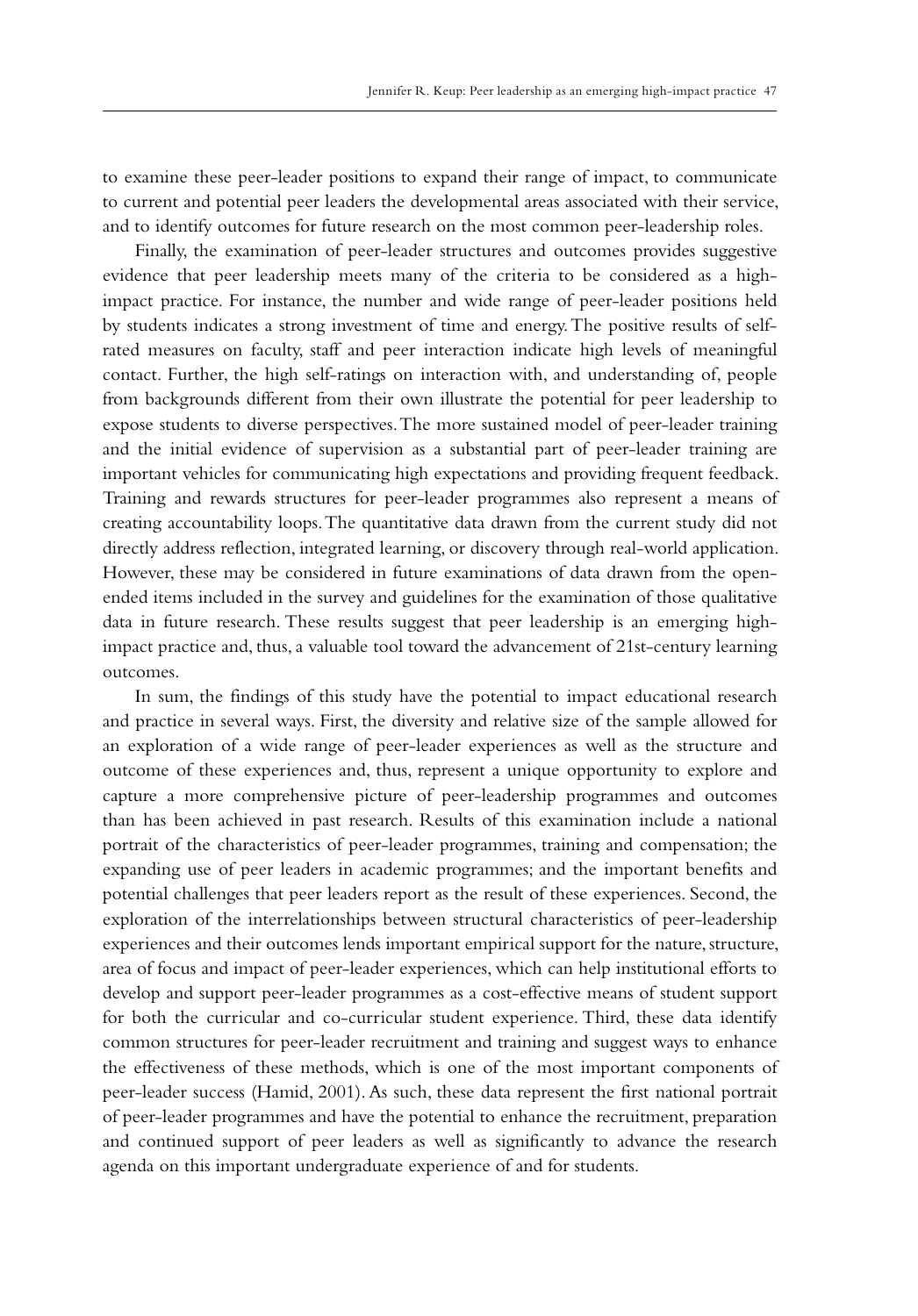to examine these peer-leader positions to expand their range of impact, to communicate to current and potential peer leaders the developmental areas associated with their service, and to identify outcomes for future research on the most common peer-leadership roles.

Finally, the examination of peer-leader structures and outcomes provides suggestive evidence that peer leadership meets many of the criteria to be considered as a high-impact practice. For instance, the number and wide range of peer-leader positions held by students indicates a strong investment of time and energy. The positive results of self-rated measures on faculty, staff and peer interaction indicate high levels of meaningful contact. Further, the high self-ratings on interaction with, and understanding of, people from backgrounds different from their own illustrate the potential for peer leadership to expose students to diverse perspectives. The more sustained model of peer-leader training and the initial evidence of supervision as a substantial part of peer-leader training are important vehicles for communicating high expectations and providing frequent feedback. Training and rewards structures for peer-leader programmes also represent a means of creating accountability loops. The quantitative data drawn from the current study did not directly address reflection, integrated learning, or discovery through real-world application. However, these may be considered in future examinations of data drawn from the open-ended items included in the survey and guidelines for the examination of those qualitative data in future research. These results suggest that peer leadership is an emerging high-impact practice and, thus, a valuable tool toward the advancement of 21st-century learning outcomes.

In sum, the findings of this study have the potential to impact educational research and practice in several ways. First, the diversity and relative size of the sample allowed for an exploration of a wide range of peer-leader experiences as well as the structure and outcome of these experiences and, thus, represent a unique opportunity to explore and capture a more comprehensive picture of peer-leadership programmes and outcomes than has been achieved in past research. Results of this examination include a national portrait of the characteristics of peer-leader programmes, training and compensation; the expanding use of peer leaders in academic programmes; and the important benefits and potential challenges that peer leaders report as the result of these experiences. Second, the exploration of the interrelationships between structural characteristics of peer-leadership experiences and their outcomes lends important empirical support for the nature, structure, area of focus and impact of peer-leader experiences, which can help institutional efforts to develop and support peer-leader programmes as a cost-effective means of student support for both the curricular and co-curricular student experience. Third, these data identify common structures for peer-leader recruitment and training and suggest ways to enhance the effectiveness of these methods, which is one of the most important components of peer-leader success (Hamid, 2001). As such, these data represent the first national portrait of peer-leader programmes and have the potential to enhance the recruitment, preparation and continued support of peer leaders as well as significantly to advance the research agenda on this important undergraduate experience of and for students.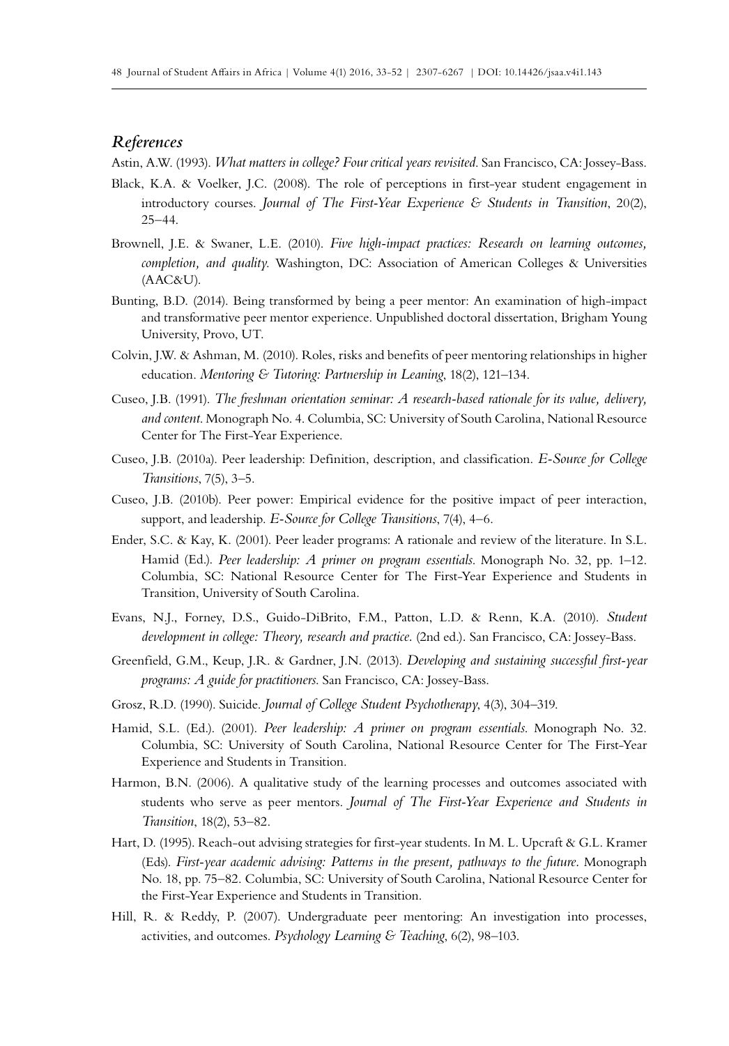## *References*

Astin, A.W. (1993). *What matters in college? Four critical years revisited*. San Francisco, CA: Jossey-Bass.

Black, K.A. & Voelker, J.C. (2008). The role of perceptions in first-year student engagement in introductory courses. *Journal of The First-Year Experience & Students in Transition*, 20(2), 25–44.

Brownell, J.E. & Swaner, L.E. (2010). *Five high-impact practices: Research on learning outcomes, completion, and quality*. Washington, DC: Association of American Colleges & Universities (AAC&U).

Bunting, B.D. (2014). Being transformed by being a peer mentor: An examination of high-impact and transformative peer mentor experience. Unpublished doctoral dissertation, Brigham Young University, Provo, UT.

Colvin, J.W. & Ashman, M. (2010). Roles, risks and benefits of peer mentoring relationships in higher education. *Mentoring & Tutoring: Partnership in Leaning*, 18(2), 121–134.

Cuseo, J.B. (1991). *The freshman orientation seminar: A research-based rationale for its value, delivery, and content*. Monograph No. 4. Columbia, SC: University of South Carolina, National Resource Center for The First-Year Experience.

Cuseo, J.B. (2010a). Peer leadership: Definition, description, and classification. *E-Source for College Transitions*, 7(5), 3–5.

Cuseo, J.B. (2010b). Peer power: Empirical evidence for the positive impact of peer interaction, support, and leadership. *E-Source for College Transitions*, 7(4), 4–6.

Ender, S.C. & Kay, K. (2001). Peer leader programs: A rationale and review of the literature. In S.L. Hamid (Ed.). *Peer leadership: A primer on program essentials*. Monograph No. 32, pp. 1–12. Columbia, SC: National Resource Center for The First-Year Experience and Students in Transition, University of South Carolina.

Evans, N.J., Forney, D.S., Guido-DiBrito, F.M., Patton, L.D. & Renn, K.A. (2010). *Student development in college: Theory, research and practice*. (2nd ed.). San Francisco, CA: Jossey-Bass.

Greenfield, G.M., Keup, J.R. & Gardner, J.N. (2013). *Developing and sustaining successful first-year programs: A guide for practitioners*. San Francisco, CA: Jossey-Bass.

Grosz, R.D. (1990). Suicide. *Journal of College Student Psychotherapy*, 4(3), 304–319.

Hamid, S.L. (Ed.). (2001). *Peer leadership: A primer on program essentials*. Monograph No. 32. Columbia, SC: University of South Carolina, National Resource Center for The First-Year Experience and Students in Transition.

Harmon, B.N. (2006). A qualitative study of the learning processes and outcomes associated with students who serve as peer mentors. *Journal of The First-Year Experience and Students in Transition*, 18(2), 53–82.

Hart, D. (1995). Reach-out advising strategies for first-year students. In M. L. Upcraft & G.L. Kramer (Eds). *First-year academic advising: Patterns in the present, pathways to the future*. Monograph No. 18, pp. 75–82. Columbia, SC: University of South Carolina, National Resource Center for the First-Year Experience and Students in Transition.

Hill, R. & Reddy, P. (2007). Undergraduate peer mentoring: An investigation into processes, activities, and outcomes. *Psychology Learning & Teaching*, 6(2), 98–103.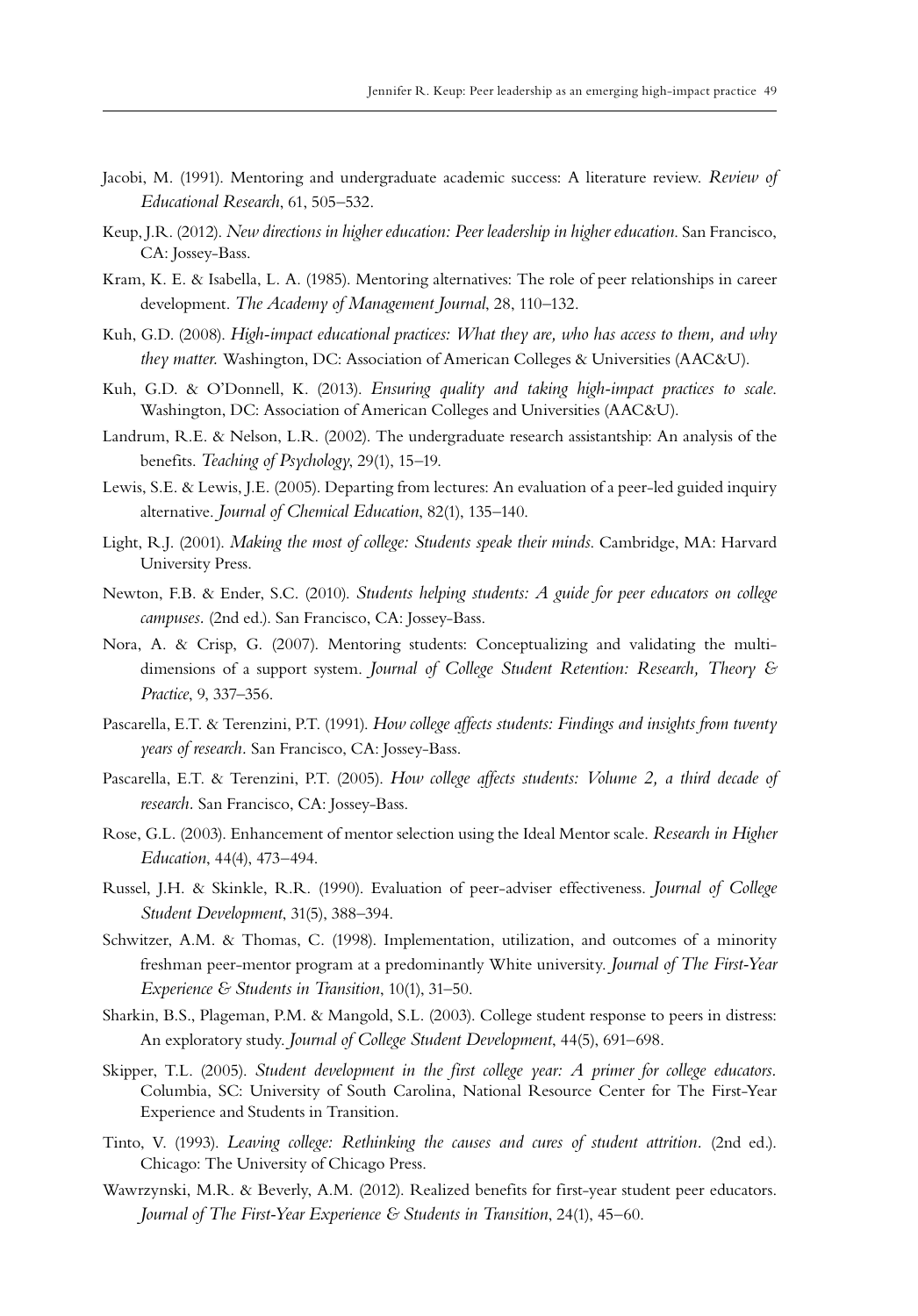Jacobi, M. (1991). Mentoring and undergraduate academic success: A literature review. *Review of Educational Research*, 61, 505–532.

Keup, J.R. (2012). *New directions in higher education: Peer leadership in higher education*. San Francisco, CA: Jossey-Bass.

Kram, K. E. & Isabella, L. A. (1985). Mentoring alternatives: The role of peer relationships in career development. *The Academy of Management Journal*, 28, 110–132.

Kuh, G.D. (2008). *High-impact educational practices: What they are, who has access to them, and why they matter.* Washington, DC: Association of American Colleges & Universities (AAC&U).

Kuh, G.D. & O'Donnell, K. (2013). *Ensuring quality and taking high-impact practices to scale.* Washington, DC: Association of American Colleges and Universities (AAC&U).

Landrum, R.E. & Nelson, L.R. (2002). The undergraduate research assistantship: An analysis of the benefits. *Teaching of Psychology*, 29(1), 15–19.

Lewis, S.E. & Lewis, J.E. (2005). Departing from lectures: An evaluation of a peer-led guided inquiry alternative. *Journal of Chemical Education*, 82(1), 135–140.

Light, R.J. (2001). *Making the most of college: Students speak their minds*. Cambridge, MA: Harvard University Press.

Newton, F.B. & Ender, S.C. (2010). *Students helping students: A guide for peer educators on college campuses*. (2nd ed.). San Francisco, CA: Jossey-Bass.

Nora, A. & Crisp, G. (2007). Mentoring students: Conceptualizing and validating the multi-dimensions of a support system. *Journal of College Student Retention: Research, Theory & Practice*, 9, 337–356.

Pascarella, E.T. & Terenzini, P.T. (1991). *How college affects students: Findings and insights from twenty years of research*. San Francisco, CA: Jossey-Bass.

Pascarella, E.T. & Terenzini, P.T. (2005). *How college affects students: Volume 2, a third decade of research*. San Francisco, CA: Jossey-Bass.

Rose, G.L. (2003). Enhancement of mentor selection using the Ideal Mentor scale. *Research in Higher Education*, 44(4), 473–494.

Russel, J.H. & Skinkle, R.R. (1990). Evaluation of peer-adviser effectiveness. *Journal of College Student Development*, 31(5), 388–394.

Schwitzer, A.M. & Thomas, C. (1998). Implementation, utilization, and outcomes of a minority freshman peer-mentor program at a predominantly White university. *Journal of The First-Year Experience & Students in Transition*, 10(1), 31–50.

Sharkin, B.S., Plageman, P.M. & Mangold, S.L. (2003). College student response to peers in distress: An exploratory study. *Journal of College Student Development*, 44(5), 691–698.

Skipper, T.L. (2005). *Student development in the first college year: A primer for college educators*. Columbia, SC: University of South Carolina, National Resource Center for The First-Year Experience and Students in Transition.

Tinto, V. (1993). *Leaving college: Rethinking the causes and cures of student attrition*. (2nd ed.). Chicago: The University of Chicago Press.

Wawrzynski, M.R. & Beverly, A.M. (2012). Realized benefits for first-year student peer educators. *Journal of The First-Year Experience & Students in Transition*, 24(1), 45–60.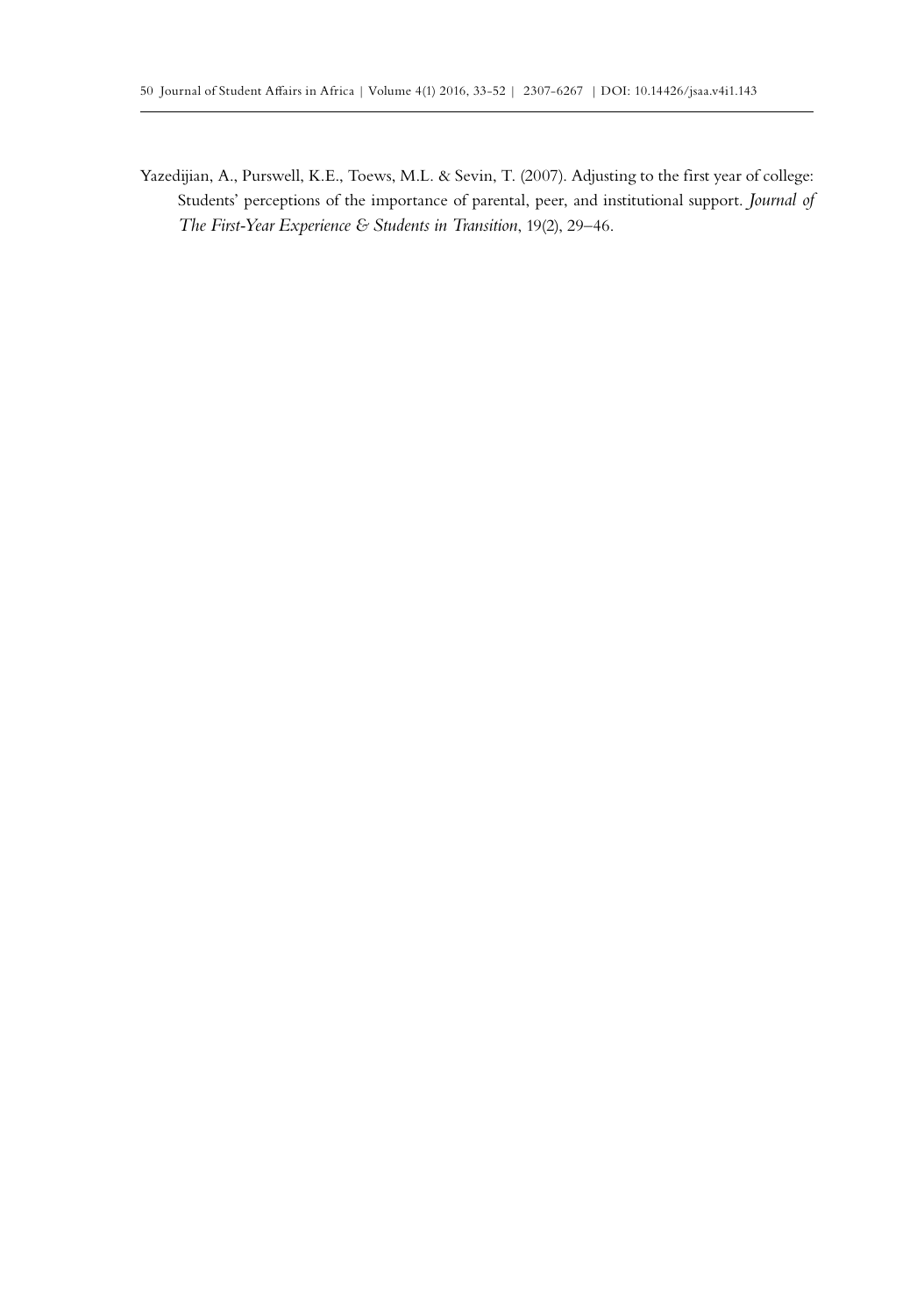Yazedijian, A., Purswell, K.E., Toews, M.L. & Sevin, T. (2007). Adjusting to the first year of college: Students' perceptions of the importance of parental, peer, and institutional support. *Journal of The First-Year Experience & Students in Transition*, 19(2), 29–46.